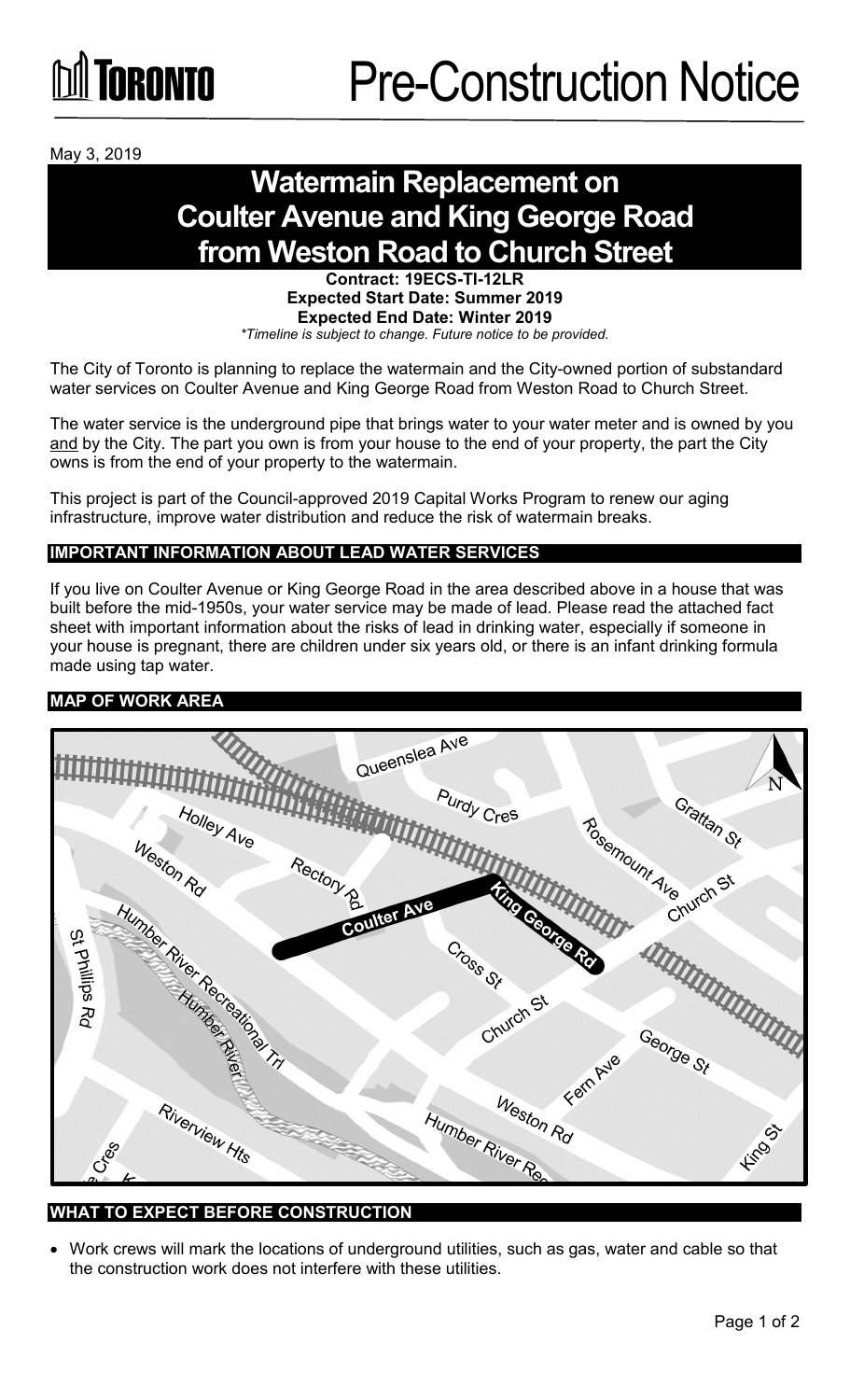Toronto

# Pre-Construction Notice

May 3, 2019

## Watermain Replacement on Coulter Avenue and King George Road from Weston Road to Church Street

**Contract: 19ECS-TI-12LR**
**Expected Start Date: Summer 2019**
**Expected End Date: Winter 2019**
*\*Timeline is subject to change. Future notice to be provided.*

The City of Toronto is planning to replace the watermain and the City-owned portion of substandard water services on Coulter Avenue and King George Road from Weston Road to Church Street.

The water service is the underground pipe that brings water to your water meter and is owned by you and by the City. The part you own is from your house to the end of your property, the part the City owns is from the end of your property to the watermain.

This project is part of the Council-approved 2019 Capital Works Program to renew our aging infrastructure, improve water distribution and reduce the risk of watermain breaks.

### IMPORTANT INFORMATION ABOUT LEAD WATER SERVICES

If you live on Coulter Avenue or King George Road in the area described above in a house that was built before the mid-1950s, your water service may be made of lead. Please read the attached fact sheet with important information about the risks of lead in drinking water, especially if someone in your house is pregnant, there are children under six years old, or there is an infant drinking formula made using tap water.

### MAP OF WORK AREA

Queenslea Ave, Purdy Cres, Grattan St, Holley Ave, Rosemount Ave, Weston Rd, Rectory Rd, Church St, Coulter Ave, King George Rd, St Phillips Rd, Humber River Recreational Trl, Humber River, Cross St, Church St, George St, Fern Ave, Weston Rd, Riverview Hts, Humber River Rec, King St, N

### WHAT TO EXPECT BEFORE CONSTRUCTION

- Work crews will mark the locations of underground utilities, such as gas, water and cable so that the construction work does not interfere with these utilities.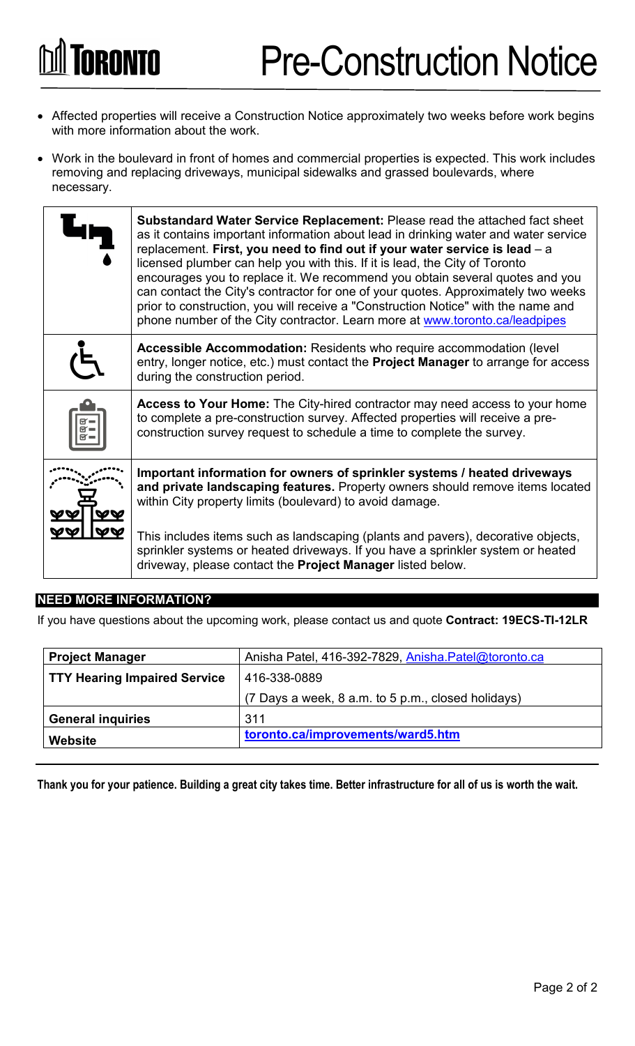# Pre-Construction Notice

- Affected properties will receive a Construction Notice approximately two weeks before work begins with more information about the work.
- Work in the boulevard in front of homes and commercial properties is expected. This work includes removing and replacing driveways, municipal sidewalks and grassed boulevards, where necessary.

| | |
|---|---|
| | **Substandard Water Service Replacement:** Please read the attached fact sheet as it contains important information about lead in drinking water and water service replacement. **First, you need to find out if your water service is lead** – a licensed plumber can help you with this. If it is lead, the City of Toronto encourages you to replace it. We recommend you obtain several quotes and you can contact the City's contractor for one of your quotes. Approximately two weeks prior to construction, you will receive a "Construction Notice" with the name and phone number of the City contractor. Learn more at www.toronto.ca/leadpipes |
| | **Accessible Accommodation:** Residents who require accommodation (level entry, longer notice, etc.) must contact the **Project Manager** to arrange for access during the construction period. |
| | **Access to Your Home:** The City-hired contractor may need access to your home to complete a pre-construction survey. Affected properties will receive a pre-construction survey request to schedule a time to complete the survey. |
| | **Important information for owners of sprinkler systems / heated driveways and private landscaping features.** Property owners should remove items located within City property limits (boulevard) to avoid damage.<br><br>This includes items such as landscaping (plants and pavers), decorative objects, sprinkler systems or heated driveways. If you have a sprinkler system or heated driveway, please contact the **Project Manager** listed below. |

## NEED MORE INFORMATION?

If you have questions about the upcoming work, please contact us and quote **Contract: 19ECS-TI-12LR**

| | |
|---|---|
| **Project Manager** | Anisha Patel, 416-392-7829, Anisha.Patel@toronto.ca |
| **TTY Hearing Impaired Service** | 416-338-0889 |
| | (7 Days a week, 8 a.m. to 5 p.m., closed holidays) |
| **General inquiries** | 311 |
| **Website** | **toronto.ca/improvements/ward5.htm** |

**Thank you for your patience. Building a great city takes time. Better infrastructure for all of us is worth the wait.**